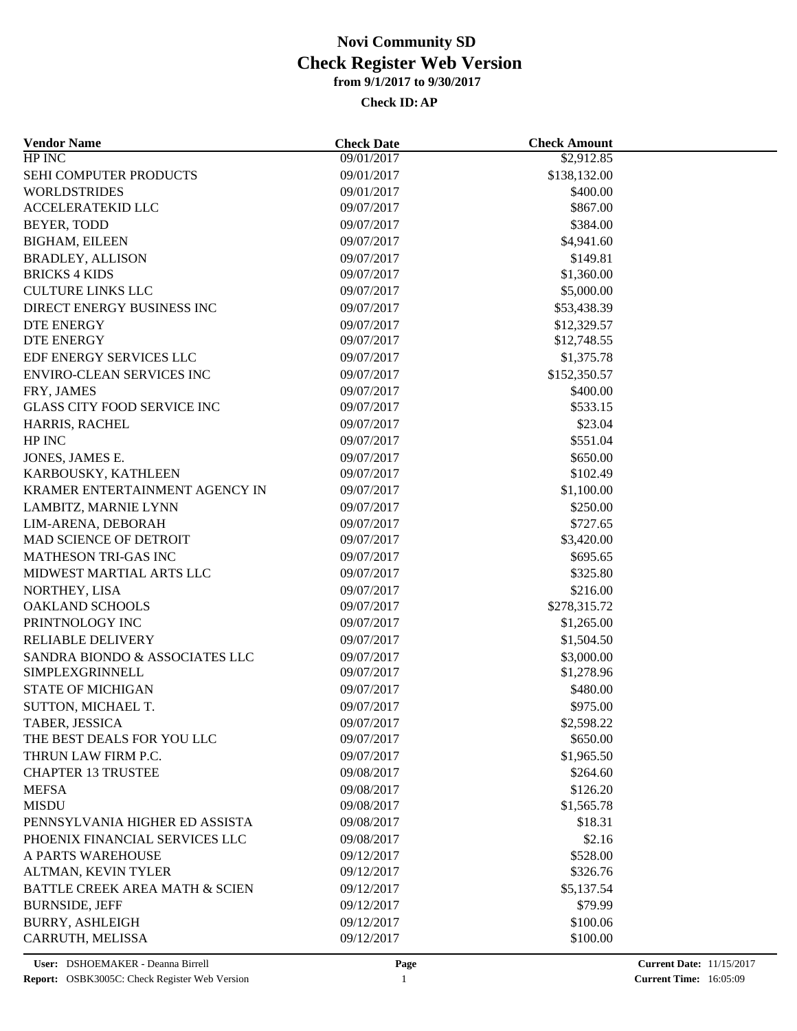# Novi Community SD
# Check Register Web Version
### from 9/1/2017 to 9/30/2017
#### Check ID: AP

| Vendor Name | Check Date | Check Amount |
|---|---|---|
| HP INC | 09/01/2017 | $2,912.85 |
| SEHI COMPUTER PRODUCTS | 09/01/2017 | $138,132.00 |
| WORLDSTRIDES | 09/01/2017 | $400.00 |
| ACCELERATEKID LLC | 09/07/2017 | $867.00 |
| BEYER, TODD | 09/07/2017 | $384.00 |
| BIGHAM, EILEEN | 09/07/2017 | $4,941.60 |
| BRADLEY, ALLISON | 09/07/2017 | $149.81 |
| BRICKS 4 KIDS | 09/07/2017 | $1,360.00 |
| CULTURE LINKS LLC | 09/07/2017 | $5,000.00 |
| DIRECT ENERGY BUSINESS INC | 09/07/2017 | $53,438.39 |
| DTE ENERGY | 09/07/2017 | $12,329.57 |
| DTE ENERGY | 09/07/2017 | $12,748.55 |
| EDF ENERGY SERVICES LLC | 09/07/2017 | $1,375.78 |
| ENVIRO-CLEAN SERVICES INC | 09/07/2017 | $152,350.57 |
| FRY, JAMES | 09/07/2017 | $400.00 |
| GLASS CITY FOOD SERVICE INC | 09/07/2017 | $533.15 |
| HARRIS, RACHEL | 09/07/2017 | $23.04 |
| HP INC | 09/07/2017 | $551.04 |
| JONES, JAMES E. | 09/07/2017 | $650.00 |
| KARBOUSKY, KATHLEEN | 09/07/2017 | $102.49 |
| KRAMER ENTERTAINMENT AGENCY IN | 09/07/2017 | $1,100.00 |
| LAMBITZ, MARNIE LYNN | 09/07/2017 | $250.00 |
| LIM-ARENA, DEBORAH | 09/07/2017 | $727.65 |
| MAD SCIENCE OF DETROIT | 09/07/2017 | $3,420.00 |
| MATHESON TRI-GAS INC | 09/07/2017 | $695.65 |
| MIDWEST MARTIAL ARTS LLC | 09/07/2017 | $325.80 |
| NORTHEY, LISA | 09/07/2017 | $216.00 |
| OAKLAND SCHOOLS | 09/07/2017 | $278,315.72 |
| PRINTNOLOGY INC | 09/07/2017 | $1,265.00 |
| RELIABLE DELIVERY | 09/07/2017 | $1,504.50 |
| SANDRA BIONDO & ASSOCIATES LLC | 09/07/2017 | $3,000.00 |
| SIMPLEXGRINNELL | 09/07/2017 | $1,278.96 |
| STATE OF MICHIGAN | 09/07/2017 | $480.00 |
| SUTTON, MICHAEL T. | 09/07/2017 | $975.00 |
| TABER, JESSICA | 09/07/2017 | $2,598.22 |
| THE BEST DEALS FOR YOU LLC | 09/07/2017 | $650.00 |
| THRUN LAW FIRM P.C. | 09/07/2017 | $1,965.50 |
| CHAPTER 13 TRUSTEE | 09/08/2017 | $264.60 |
| MEFSA | 09/08/2017 | $126.20 |
| MISDU | 09/08/2017 | $1,565.78 |
| PENNSYLVANIA HIGHER ED ASSISTA | 09/08/2017 | $18.31 |
| PHOENIX FINANCIAL SERVICES LLC | 09/08/2017 | $2.16 |
| A PARTS WAREHOUSE | 09/12/2017 | $528.00 |
| ALTMAN, KEVIN TYLER | 09/12/2017 | $326.76 |
| BATTLE CREEK AREA MATH & SCIEN | 09/12/2017 | $5,137.54 |
| BURNSIDE, JEFF | 09/12/2017 | $79.99 |
| BURRY, ASHLEIGH | 09/12/2017 | $100.06 |
| CARRUTH, MELISSA | 09/12/2017 | $100.00 |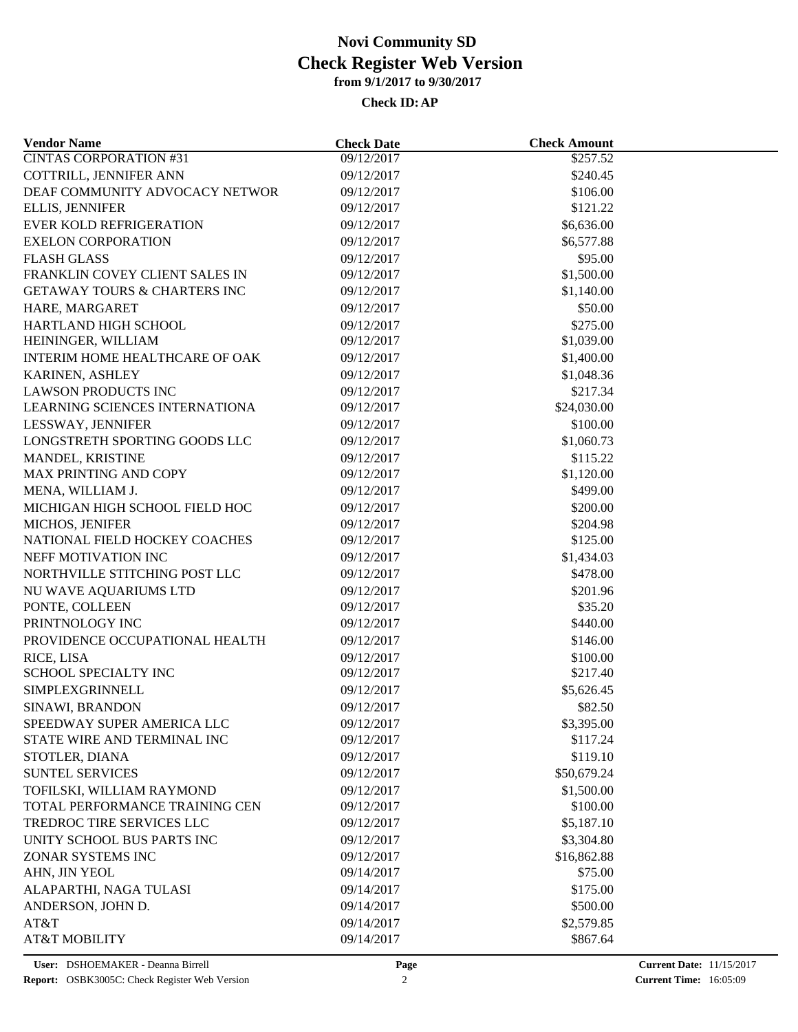# Novi Community SD

## Check Register Web Version

**from 9/1/2017 to 9/30/2017**

**Check ID: AP**

| Vendor Name | Check Date | Check Amount |
|---|---|---|
| CINTAS CORPORATION #31 | 09/12/2017 | $257.52 |
| COTTRILL, JENNIFER ANN | 09/12/2017 | $240.45 |
| DEAF COMMUNITY ADVOCACY NETWOR | 09/12/2017 | $106.00 |
| ELLIS, JENNIFER | 09/12/2017 | $121.22 |
| EVER KOLD REFRIGERATION | 09/12/2017 | $6,636.00 |
| EXELON CORPORATION | 09/12/2017 | $6,577.88 |
| FLASH GLASS | 09/12/2017 | $95.00 |
| FRANKLIN COVEY CLIENT SALES IN | 09/12/2017 | $1,500.00 |
| GETAWAY TOURS & CHARTERS INC | 09/12/2017 | $1,140.00 |
| HARE, MARGARET | 09/12/2017 | $50.00 |
| HARTLAND HIGH SCHOOL | 09/12/2017 | $275.00 |
| HEININGER, WILLIAM | 09/12/2017 | $1,039.00 |
| INTERIM HOME HEALTHCARE OF OAK | 09/12/2017 | $1,400.00 |
| KARINEN, ASHLEY | 09/12/2017 | $1,048.36 |
| LAWSON PRODUCTS INC | 09/12/2017 | $217.34 |
| LEARNING SCIENCES INTERNATIONA | 09/12/2017 | $24,030.00 |
| LESSWAY, JENNIFER | 09/12/2017 | $100.00 |
| LONGSTRETH SPORTING GOODS LLC | 09/12/2017 | $1,060.73 |
| MANDEL, KRISTINE | 09/12/2017 | $115.22 |
| MAX PRINTING AND COPY | 09/12/2017 | $1,120.00 |
| MENA, WILLIAM J. | 09/12/2017 | $499.00 |
| MICHIGAN HIGH SCHOOL FIELD HOC | 09/12/2017 | $200.00 |
| MICHOS, JENIFER | 09/12/2017 | $204.98 |
| NATIONAL FIELD HOCKEY COACHES | 09/12/2017 | $125.00 |
| NEFF MOTIVATION INC | 09/12/2017 | $1,434.03 |
| NORTHVILLE STITCHING POST LLC | 09/12/2017 | $478.00 |
| NU WAVE AQUARIUMS LTD | 09/12/2017 | $201.96 |
| PONTE, COLLEEN | 09/12/2017 | $35.20 |
| PRINTNOLOGY INC | 09/12/2017 | $440.00 |
| PROVIDENCE OCCUPATIONAL HEALTH | 09/12/2017 | $146.00 |
| RICE, LISA | 09/12/2017 | $100.00 |
| SCHOOL SPECIALTY INC | 09/12/2017 | $217.40 |
| SIMPLEXGRINNELL | 09/12/2017 | $5,626.45 |
| SINAWI, BRANDON | 09/12/2017 | $82.50 |
| SPEEDWAY SUPER AMERICA LLC | 09/12/2017 | $3,395.00 |
| STATE WIRE AND TERMINAL INC | 09/12/2017 | $117.24 |
| STOTLER, DIANA | 09/12/2017 | $119.10 |
| SUNTEL SERVICES | 09/12/2017 | $50,679.24 |
| TOFILSKI, WILLIAM RAYMOND | 09/12/2017 | $1,500.00 |
| TOTAL PERFORMANCE TRAINING CEN | 09/12/2017 | $100.00 |
| TREDROC TIRE SERVICES LLC | 09/12/2017 | $5,187.10 |
| UNITY SCHOOL BUS PARTS INC | 09/12/2017 | $3,304.80 |
| ZONAR SYSTEMS INC | 09/12/2017 | $16,862.88 |
| AHN, JIN YEOL | 09/14/2017 | $75.00 |
| ALAPARTHI, NAGA TULASI | 09/14/2017 | $175.00 |
| ANDERSON, JOHN D. | 09/14/2017 | $500.00 |
| AT&T | 09/14/2017 | $2,579.85 |
| AT&T MOBILITY | 09/14/2017 | $867.64 |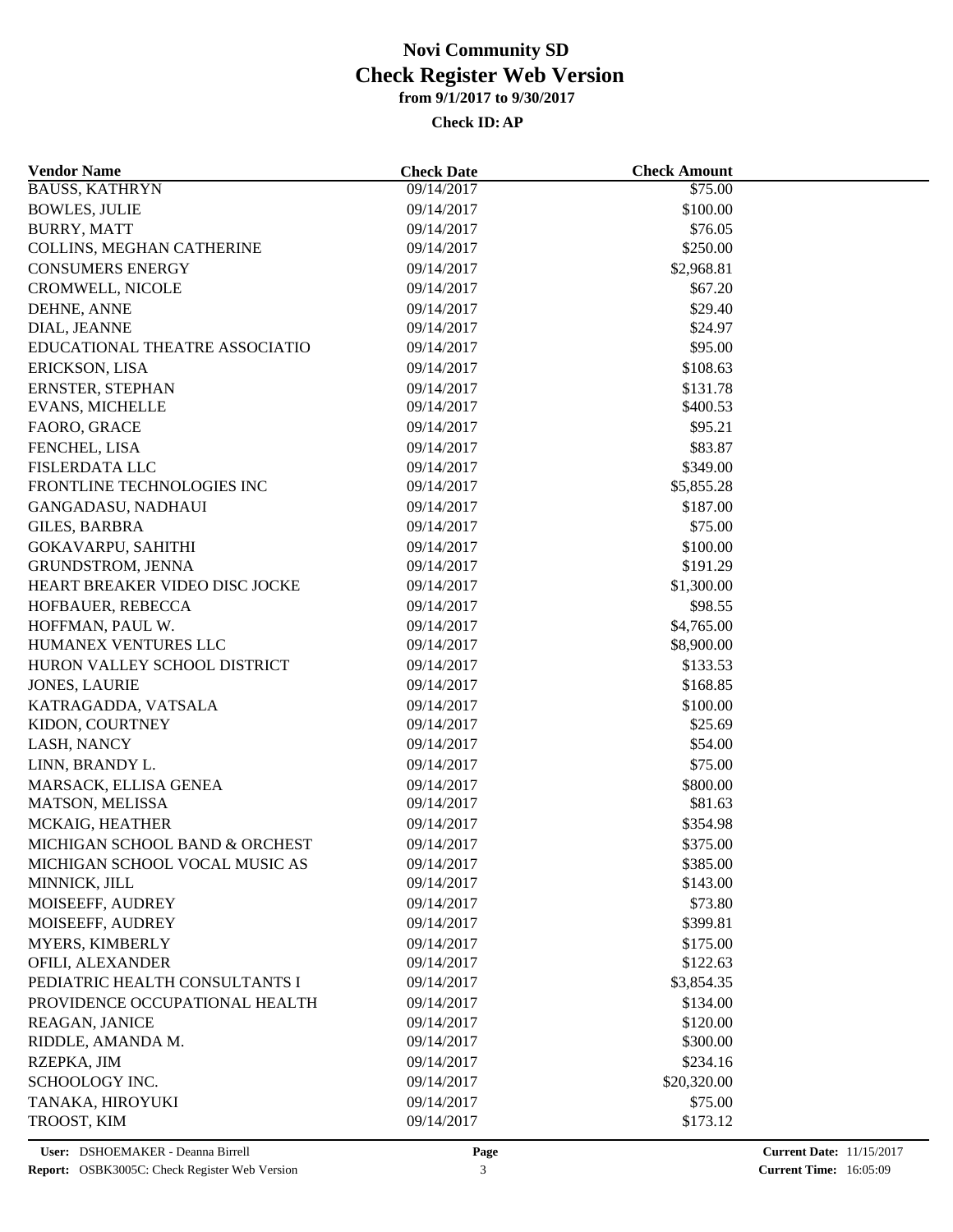# Novi Community SD
## Check Register Web Version
### from 9/1/2017 to 9/30/2017
#### Check ID: AP

| Vendor Name | Check Date | Check Amount |
|---|---|---|
| BAUSS, KATHRYN | 09/14/2017 | $75.00 |
| BOWLES, JULIE | 09/14/2017 | $100.00 |
| BURRY, MATT | 09/14/2017 | $76.05 |
| COLLINS, MEGHAN CATHERINE | 09/14/2017 | $250.00 |
| CONSUMERS ENERGY | 09/14/2017 | $2,968.81 |
| CROMWELL, NICOLE | 09/14/2017 | $67.20 |
| DEHNE, ANNE | 09/14/2017 | $29.40 |
| DIAL, JEANNE | 09/14/2017 | $24.97 |
| EDUCATIONAL THEATRE ASSOCIATIO | 09/14/2017 | $95.00 |
| ERICKSON, LISA | 09/14/2017 | $108.63 |
| ERNSTER, STEPHAN | 09/14/2017 | $131.78 |
| EVANS, MICHELLE | 09/14/2017 | $400.53 |
| FAORO, GRACE | 09/14/2017 | $95.21 |
| FENCHEL, LISA | 09/14/2017 | $83.87 |
| FISLERDATA LLC | 09/14/2017 | $349.00 |
| FRONTLINE TECHNOLOGIES INC | 09/14/2017 | $5,855.28 |
| GANGADASU, NADHAUI | 09/14/2017 | $187.00 |
| GILES, BARBRA | 09/14/2017 | $75.00 |
| GOKAVARPU, SAHITHI | 09/14/2017 | $100.00 |
| GRUNDSTROM, JENNA | 09/14/2017 | $191.29 |
| HEART BREAKER VIDEO DISC JOCKE | 09/14/2017 | $1,300.00 |
| HOFBAUER, REBECCA | 09/14/2017 | $98.55 |
| HOFFMAN, PAUL W. | 09/14/2017 | $4,765.00 |
| HUMANEX VENTURES LLC | 09/14/2017 | $8,900.00 |
| HURON VALLEY SCHOOL DISTRICT | 09/14/2017 | $133.53 |
| JONES, LAURIE | 09/14/2017 | $168.85 |
| KATRAGADDA, VATSALA | 09/14/2017 | $100.00 |
| KIDON, COURTNEY | 09/14/2017 | $25.69 |
| LASH, NANCY | 09/14/2017 | $54.00 |
| LINN, BRANDY L. | 09/14/2017 | $75.00 |
| MARSACK, ELLISA GENEA | 09/14/2017 | $800.00 |
| MATSON, MELISSA | 09/14/2017 | $81.63 |
| MCKAIG, HEATHER | 09/14/2017 | $354.98 |
| MICHIGAN SCHOOL BAND & ORCHEST | 09/14/2017 | $375.00 |
| MICHIGAN SCHOOL VOCAL MUSIC AS | 09/14/2017 | $385.00 |
| MINNICK, JILL | 09/14/2017 | $143.00 |
| MOISEEFF, AUDREY | 09/14/2017 | $73.80 |
| MOISEEFF, AUDREY | 09/14/2017 | $399.81 |
| MYERS, KIMBERLY | 09/14/2017 | $175.00 |
| OFILI, ALEXANDER | 09/14/2017 | $122.63 |
| PEDIATRIC HEALTH CONSULTANTS I | 09/14/2017 | $3,854.35 |
| PROVIDENCE OCCUPATIONAL HEALTH | 09/14/2017 | $134.00 |
| REAGAN, JANICE | 09/14/2017 | $120.00 |
| RIDDLE, AMANDA M. | 09/14/2017 | $300.00 |
| RZEPKA, JIM | 09/14/2017 | $234.16 |
| SCHOOLOGY INC. | 09/14/2017 | $20,320.00 |
| TANAKA, HIROYUKI | 09/14/2017 | $75.00 |
| TROOST, KIM | 09/14/2017 | $173.12 |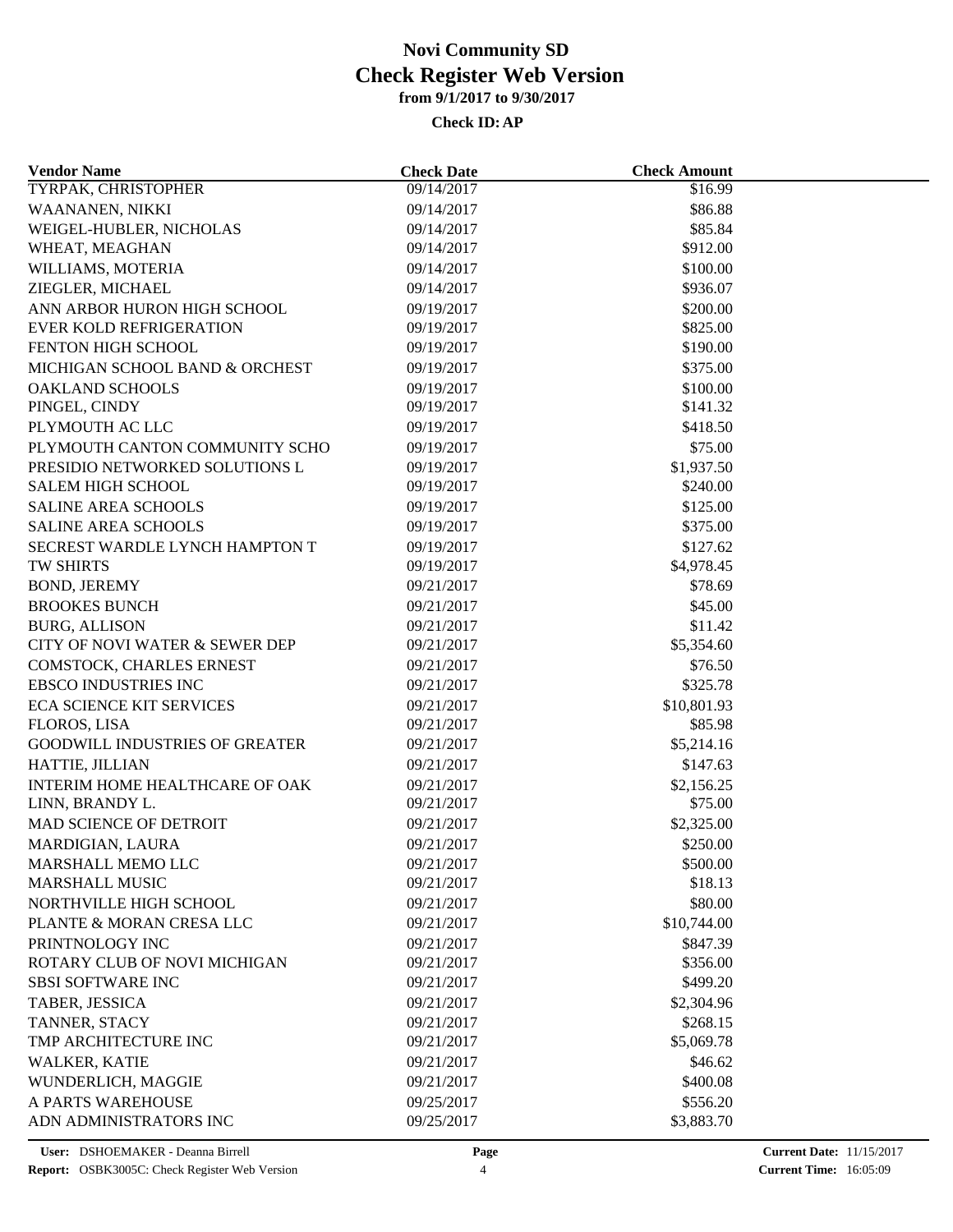# Novi Community SD
## Check Register Web Version
### from 9/1/2017 to 9/30/2017

**Check ID: AP**

| Vendor Name | Check Date | Check Amount |
|---|---|---|
| TYRPAK, CHRISTOPHER | 09/14/2017 | $16.99 |
| WAANANEN, NIKKI | 09/14/2017 | $86.88 |
| WEIGEL-HUBLER, NICHOLAS | 09/14/2017 | $85.84 |
| WHEAT, MEAGHAN | 09/14/2017 | $912.00 |
| WILLIAMS, MOTERIA | 09/14/2017 | $100.00 |
| ZIEGLER, MICHAEL | 09/14/2017 | $936.07 |
| ANN ARBOR HURON HIGH SCHOOL | 09/19/2017 | $200.00 |
| EVER KOLD REFRIGERATION | 09/19/2017 | $825.00 |
| FENTON HIGH SCHOOL | 09/19/2017 | $190.00 |
| MICHIGAN SCHOOL BAND & ORCHEST | 09/19/2017 | $375.00 |
| OAKLAND SCHOOLS | 09/19/2017 | $100.00 |
| PINGEL, CINDY | 09/19/2017 | $141.32 |
| PLYMOUTH AC LLC | 09/19/2017 | $418.50 |
| PLYMOUTH CANTON COMMUNITY SCHO | 09/19/2017 | $75.00 |
| PRESIDIO NETWORKED SOLUTIONS L | 09/19/2017 | $1,937.50 |
| SALEM HIGH SCHOOL | 09/19/2017 | $240.00 |
| SALINE AREA SCHOOLS | 09/19/2017 | $125.00 |
| SALINE AREA SCHOOLS | 09/19/2017 | $375.00 |
| SECREST WARDLE LYNCH HAMPTON T | 09/19/2017 | $127.62 |
| TW SHIRTS | 09/19/2017 | $4,978.45 |
| BOND, JEREMY | 09/21/2017 | $78.69 |
| BROOKES BUNCH | 09/21/2017 | $45.00 |
| BURG, ALLISON | 09/21/2017 | $11.42 |
| CITY OF NOVI WATER & SEWER DEP | 09/21/2017 | $5,354.60 |
| COMSTOCK, CHARLES ERNEST | 09/21/2017 | $76.50 |
| EBSCO INDUSTRIES INC | 09/21/2017 | $325.78 |
| ECA SCIENCE KIT SERVICES | 09/21/2017 | $10,801.93 |
| FLOROS, LISA | 09/21/2017 | $85.98 |
| GOODWILL INDUSTRIES OF GREATER | 09/21/2017 | $5,214.16 |
| HATTIE, JILLIAN | 09/21/2017 | $147.63 |
| INTERIM HOME HEALTHCARE OF OAK | 09/21/2017 | $2,156.25 |
| LINN, BRANDY L. | 09/21/2017 | $75.00 |
| MAD SCIENCE OF DETROIT | 09/21/2017 | $2,325.00 |
| MARDIGIAN, LAURA | 09/21/2017 | $250.00 |
| MARSHALL MEMO LLC | 09/21/2017 | $500.00 |
| MARSHALL MUSIC | 09/21/2017 | $18.13 |
| NORTHVILLE HIGH SCHOOL | 09/21/2017 | $80.00 |
| PLANTE & MORAN CRESA LLC | 09/21/2017 | $10,744.00 |
| PRINTNOLOGY INC | 09/21/2017 | $847.39 |
| ROTARY CLUB OF NOVI MICHIGAN | 09/21/2017 | $356.00 |
| SBSI SOFTWARE INC | 09/21/2017 | $499.20 |
| TABER, JESSICA | 09/21/2017 | $2,304.96 |
| TANNER, STACY | 09/21/2017 | $268.15 |
| TMP ARCHITECTURE INC | 09/21/2017 | $5,069.78 |
| WALKER, KATIE | 09/21/2017 | $46.62 |
| WUNDERLICH, MAGGIE | 09/21/2017 | $400.08 |
| A PARTS WAREHOUSE | 09/25/2017 | $556.20 |
| ADN ADMINISTRATORS INC | 09/25/2017 | $3,883.70 |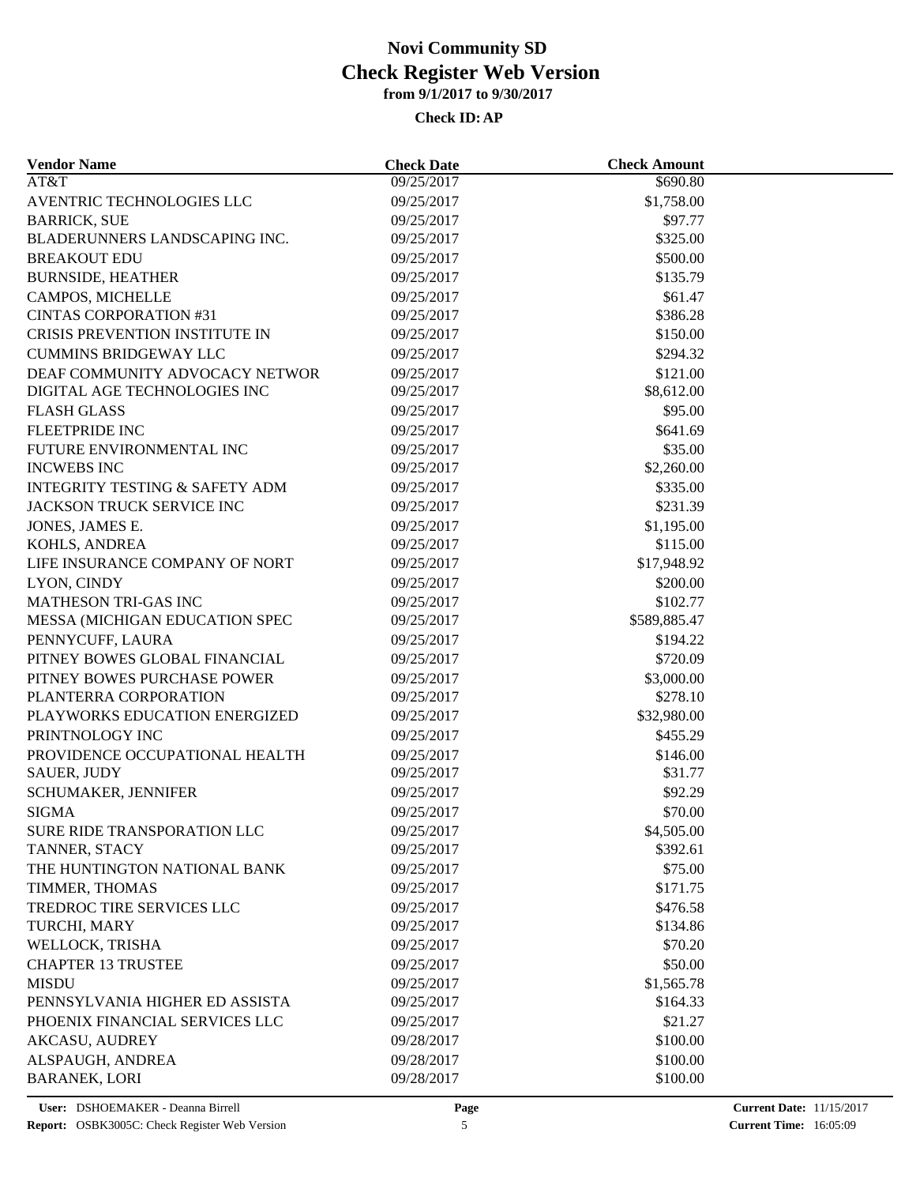# Novi Community SD
## Check Register Web Version
### from 9/1/2017 to 9/30/2017
**Check ID: AP**

| Vendor Name | Check Date | Check Amount |
|---|---|---|
| AT&T | 09/25/2017 | $690.80 |
| AVENTRIC TECHNOLOGIES LLC | 09/25/2017 | $1,758.00 |
| BARRICK, SUE | 09/25/2017 | $97.77 |
| BLADERUNNERS LANDSCAPING INC. | 09/25/2017 | $325.00 |
| BREAKOUT EDU | 09/25/2017 | $500.00 |
| BURNSIDE, HEATHER | 09/25/2017 | $135.79 |
| CAMPOS, MICHELLE | 09/25/2017 | $61.47 |
| CINTAS CORPORATION #31 | 09/25/2017 | $386.28 |
| CRISIS PREVENTION INSTITUTE IN | 09/25/2017 | $150.00 |
| CUMMINS BRIDGEWAY LLC | 09/25/2017 | $294.32 |
| DEAF COMMUNITY ADVOCACY NETWOR | 09/25/2017 | $121.00 |
| DIGITAL AGE TECHNOLOGIES INC | 09/25/2017 | $8,612.00 |
| FLASH GLASS | 09/25/2017 | $95.00 |
| FLEETPRIDE INC | 09/25/2017 | $641.69 |
| FUTURE ENVIRONMENTAL INC | 09/25/2017 | $35.00 |
| INCWEBS INC | 09/25/2017 | $2,260.00 |
| INTEGRITY TESTING & SAFETY ADM | 09/25/2017 | $335.00 |
| JACKSON TRUCK SERVICE INC | 09/25/2017 | $231.39 |
| JONES, JAMES E. | 09/25/2017 | $1,195.00 |
| KOHLS, ANDREA | 09/25/2017 | $115.00 |
| LIFE INSURANCE COMPANY OF NORT | 09/25/2017 | $17,948.92 |
| LYON, CINDY | 09/25/2017 | $200.00 |
| MATHESON TRI-GAS INC | 09/25/2017 | $102.77 |
| MESSA (MICHIGAN EDUCATION SPEC | 09/25/2017 | $589,885.47 |
| PENNYCUFF, LAURA | 09/25/2017 | $194.22 |
| PITNEY BOWES GLOBAL FINANCIAL | 09/25/2017 | $720.09 |
| PITNEY BOWES PURCHASE POWER | 09/25/2017 | $3,000.00 |
| PLANTERRA CORPORATION | 09/25/2017 | $278.10 |
| PLAYWORKS EDUCATION ENERGIZED | 09/25/2017 | $32,980.00 |
| PRINTNOLOGY INC | 09/25/2017 | $455.29 |
| PROVIDENCE OCCUPATIONAL HEALTH | 09/25/2017 | $146.00 |
| SAUER, JUDY | 09/25/2017 | $31.77 |
| SCHUMAKER, JENNIFER | 09/25/2017 | $92.29 |
| SIGMA | 09/25/2017 | $70.00 |
| SURE RIDE TRANSPORATION LLC | 09/25/2017 | $4,505.00 |
| TANNER, STACY | 09/25/2017 | $392.61 |
| THE HUNTINGTON NATIONAL BANK | 09/25/2017 | $75.00 |
| TIMMER, THOMAS | 09/25/2017 | $171.75 |
| TREDROC TIRE SERVICES LLC | 09/25/2017 | $476.58 |
| TURCHI, MARY | 09/25/2017 | $134.86 |
| WELLOCK, TRISHA | 09/25/2017 | $70.20 |
| CHAPTER 13 TRUSTEE | 09/25/2017 | $50.00 |
| MISDU | 09/25/2017 | $1,565.78 |
| PENNSYLVANIA HIGHER ED ASSISTA | 09/25/2017 | $164.33 |
| PHOENIX FINANCIAL SERVICES LLC | 09/25/2017 | $21.27 |
| AKCASU, AUDREY | 09/28/2017 | $100.00 |
| ALSPAUGH, ANDREA | 09/28/2017 | $100.00 |
| BARANEK, LORI | 09/28/2017 | $100.00 |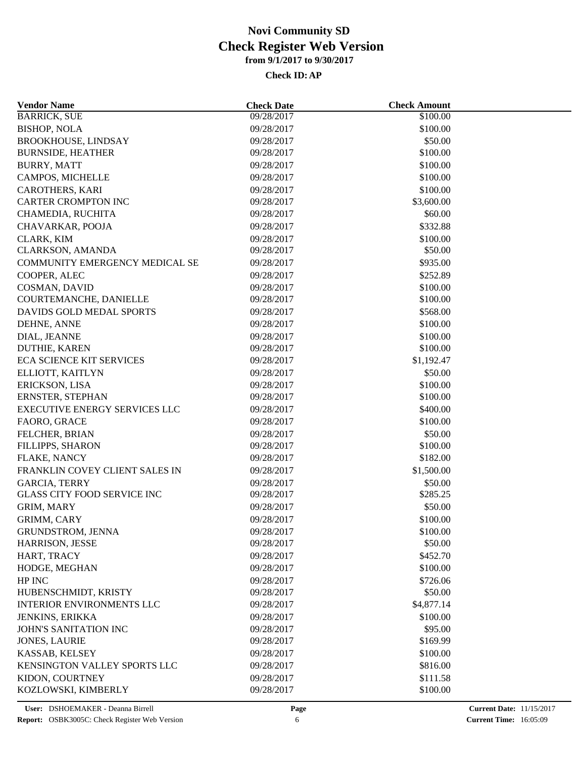# Novi Community SD
## Check Register Web Version
### from 9/1/2017 to 9/30/2017

**Check ID: AP**

| Vendor Name | Check Date | Check Amount |
|---|---|---|
| BARRICK, SUE | 09/28/2017 | $100.00 |
| BISHOP, NOLA | 09/28/2017 | $100.00 |
| BROOKHOUSE, LINDSAY | 09/28/2017 | $50.00 |
| BURNSIDE, HEATHER | 09/28/2017 | $100.00 |
| BURRY, MATT | 09/28/2017 | $100.00 |
| CAMPOS, MICHELLE | 09/28/2017 | $100.00 |
| CAROTHERS, KARI | 09/28/2017 | $100.00 |
| CARTER CROMPTON INC | 09/28/2017 | $3,600.00 |
| CHAMEDIA, RUCHITA | 09/28/2017 | $60.00 |
| CHAVARKAR, POOJA | 09/28/2017 | $332.88 |
| CLARK, KIM | 09/28/2017 | $100.00 |
| CLARKSON, AMANDA | 09/28/2017 | $50.00 |
| COMMUNITY EMERGENCY MEDICAL SE | 09/28/2017 | $935.00 |
| COOPER, ALEC | 09/28/2017 | $252.89 |
| COSMAN, DAVID | 09/28/2017 | $100.00 |
| COURTEMANCHE, DANIELLE | 09/28/2017 | $100.00 |
| DAVIDS GOLD MEDAL SPORTS | 09/28/2017 | $568.00 |
| DEHNE, ANNE | 09/28/2017 | $100.00 |
| DIAL, JEANNE | 09/28/2017 | $100.00 |
| DUTHIE, KAREN | 09/28/2017 | $100.00 |
| ECA SCIENCE KIT SERVICES | 09/28/2017 | $1,192.47 |
| ELLIOTT, KAITLYN | 09/28/2017 | $50.00 |
| ERICKSON, LISA | 09/28/2017 | $100.00 |
| ERNSTER, STEPHAN | 09/28/2017 | $100.00 |
| EXECUTIVE ENERGY SERVICES LLC | 09/28/2017 | $400.00 |
| FAORO, GRACE | 09/28/2017 | $100.00 |
| FELCHER, BRIAN | 09/28/2017 | $50.00 |
| FILLIPPS, SHARON | 09/28/2017 | $100.00 |
| FLAKE, NANCY | 09/28/2017 | $182.00 |
| FRANKLIN COVEY CLIENT SALES IN | 09/28/2017 | $1,500.00 |
| GARCIA, TERRY | 09/28/2017 | $50.00 |
| GLASS CITY FOOD SERVICE INC | 09/28/2017 | $285.25 |
| GRIM, MARY | 09/28/2017 | $50.00 |
| GRIMM, CARY | 09/28/2017 | $100.00 |
| GRUNDSTROM, JENNA | 09/28/2017 | $100.00 |
| HARRISON, JESSE | 09/28/2017 | $50.00 |
| HART, TRACY | 09/28/2017 | $452.70 |
| HODGE, MEGHAN | 09/28/2017 | $100.00 |
| HP INC | 09/28/2017 | $726.06 |
| HUBENSCHMIDT, KRISTY | 09/28/2017 | $50.00 |
| INTERIOR ENVIRONMENTS LLC | 09/28/2017 | $4,877.14 |
| JENKINS, ERIKKA | 09/28/2017 | $100.00 |
| JOHN'S SANITATION INC | 09/28/2017 | $95.00 |
| JONES, LAURIE | 09/28/2017 | $169.99 |
| KASSAB, KELSEY | 09/28/2017 | $100.00 |
| KENSINGTON VALLEY SPORTS LLC | 09/28/2017 | $816.00 |
| KIDON, COURTNEY | 09/28/2017 | $111.58 |
| KOZLOWSKI, KIMBERLY | 09/28/2017 | $100.00 |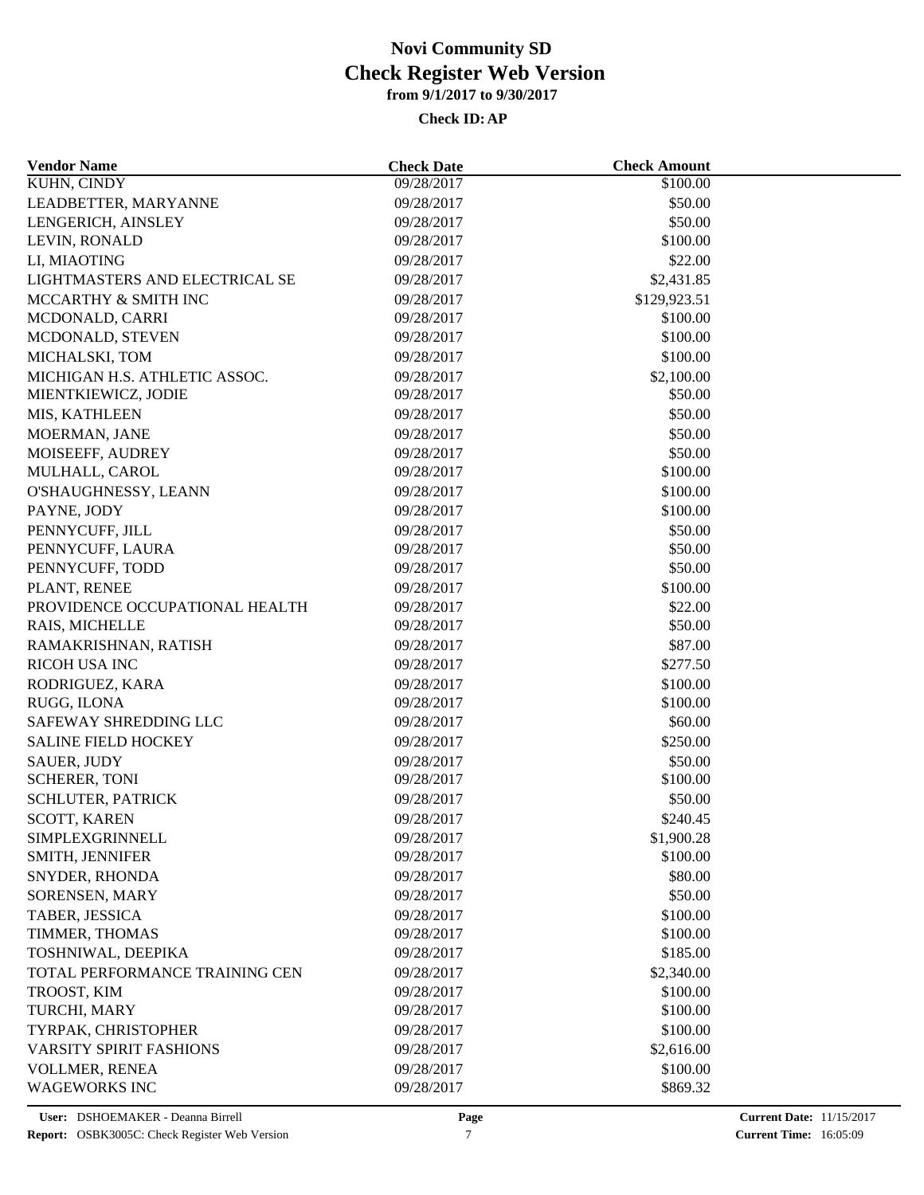# Novi Community SD
# Check Register Web Version
### from 9/1/2017 to 9/30/2017

**Check ID: AP**

| Vendor Name | Check Date | Check Amount |
|---|---|---|
| KUHN, CINDY | 09/28/2017 | \$100.00 |
| LEADBETTER, MARYANNE | 09/28/2017 | \$50.00 |
| LENGERICH, AINSLEY | 09/28/2017 | \$50.00 |
| LEVIN, RONALD | 09/28/2017 | \$100.00 |
| LI, MIAOTING | 09/28/2017 | \$22.00 |
| LIGHTMASTERS AND ELECTRICAL SE | 09/28/2017 | \$2,431.85 |
| MCCARTHY & SMITH INC | 09/28/2017 | \$129,923.51 |
| MCDONALD, CARRI | 09/28/2017 | \$100.00 |
| MCDONALD, STEVEN | 09/28/2017 | \$100.00 |
| MICHALSKI, TOM | 09/28/2017 | \$100.00 |
| MICHIGAN H.S. ATHLETIC ASSOC. | 09/28/2017 | \$2,100.00 |
| MIENTKIEWICZ, JODIE | 09/28/2017 | \$50.00 |
| MIS, KATHLEEN | 09/28/2017 | \$50.00 |
| MOERMAN, JANE | 09/28/2017 | \$50.00 |
| MOISEEFF, AUDREY | 09/28/2017 | \$50.00 |
| MULHALL, CAROL | 09/28/2017 | \$100.00 |
| O'SHAUGHNESSY, LEANN | 09/28/2017 | \$100.00 |
| PAYNE, JODY | 09/28/2017 | \$100.00 |
| PENNYCUFF, JILL | 09/28/2017 | \$50.00 |
| PENNYCUFF, LAURA | 09/28/2017 | \$50.00 |
| PENNYCUFF, TODD | 09/28/2017 | \$50.00 |
| PLANT, RENEE | 09/28/2017 | \$100.00 |
| PROVIDENCE OCCUPATIONAL HEALTH | 09/28/2017 | \$22.00 |
| RAIS, MICHELLE | 09/28/2017 | \$50.00 |
| RAMAKRISHNAN, RATISH | 09/28/2017 | \$87.00 |
| RICOH USA INC | 09/28/2017 | \$277.50 |
| RODRIGUEZ, KARA | 09/28/2017 | \$100.00 |
| RUGG, ILONA | 09/28/2017 | \$100.00 |
| SAFEWAY SHREDDING LLC | 09/28/2017 | \$60.00 |
| SALINE FIELD HOCKEY | 09/28/2017 | \$250.00 |
| SAUER, JUDY | 09/28/2017 | \$50.00 |
| SCHERER, TONI | 09/28/2017 | \$100.00 |
| SCHLUTER, PATRICK | 09/28/2017 | \$50.00 |
| SCOTT, KAREN | 09/28/2017 | \$240.45 |
| SIMPLEXGRINNELL | 09/28/2017 | \$1,900.28 |
| SMITH, JENNIFER | 09/28/2017 | \$100.00 |
| SNYDER, RHONDA | 09/28/2017 | \$80.00 |
| SORENSEN, MARY | 09/28/2017 | \$50.00 |
| TABER, JESSICA | 09/28/2017 | \$100.00 |
| TIMMER, THOMAS | 09/28/2017 | \$100.00 |
| TOSHNIWAL, DEEPIKA | 09/28/2017 | \$185.00 |
| TOTAL PERFORMANCE TRAINING CEN | 09/28/2017 | \$2,340.00 |
| TROOST, KIM | 09/28/2017 | \$100.00 |
| TURCHI, MARY | 09/28/2017 | \$100.00 |
| TYRPAK, CHRISTOPHER | 09/28/2017 | \$100.00 |
| VARSITY SPIRIT FASHIONS | 09/28/2017 | \$2,616.00 |
| VOLLMER, RENEA | 09/28/2017 | \$100.00 |
| WAGEWORKS INC | 09/28/2017 | \$869.32 |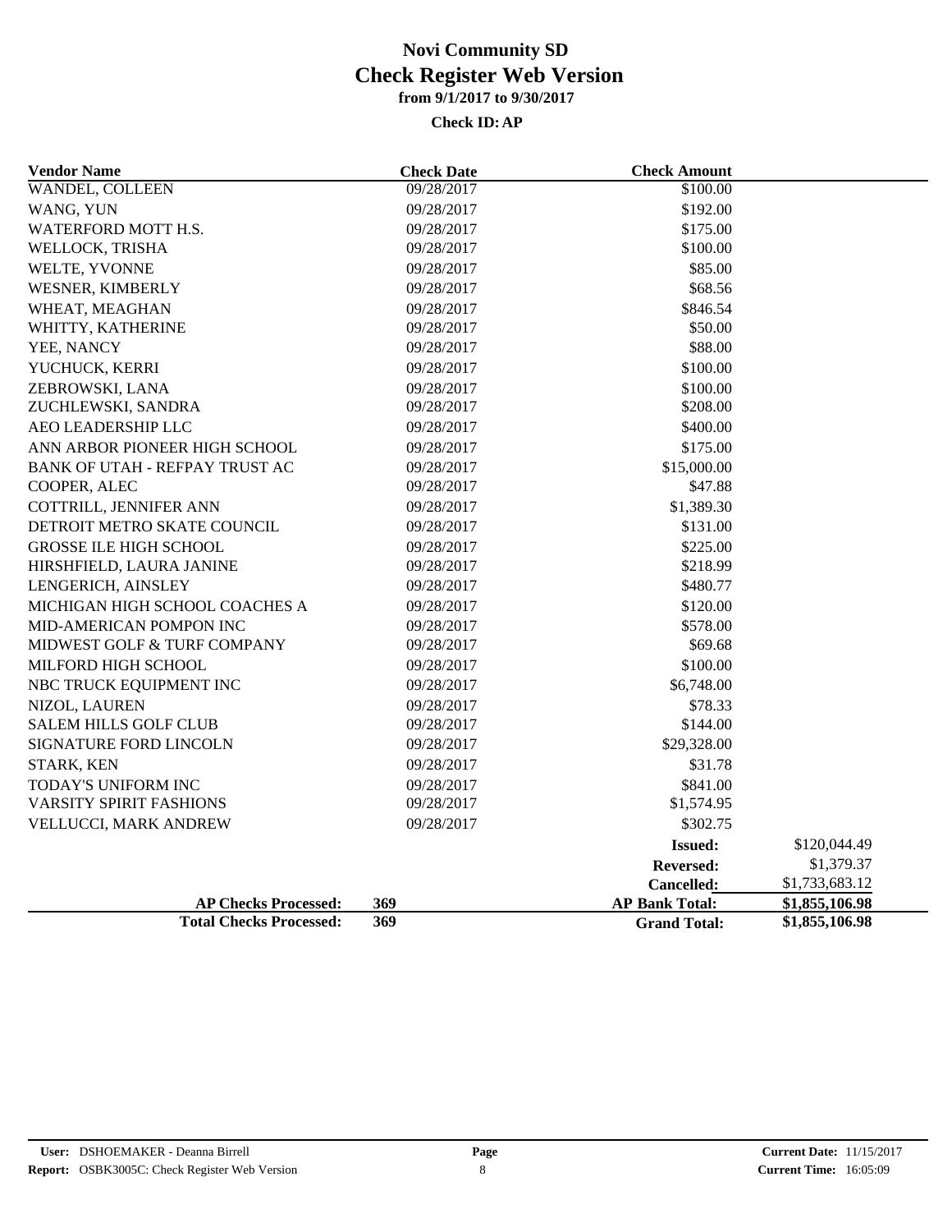# Novi Community SD
# Check Register Web Version
### from 9/1/2017 to 9/30/2017
### Check ID: AP

| Vendor Name | Check Date | Check Amount | |
|---|---|---|---|
| WANDEL, COLLEEN | 09/28/2017 | \$100.00 | |
| WANG, YUN | 09/28/2017 | \$192.00 | |
| WATERFORD MOTT H.S. | 09/28/2017 | \$175.00 | |
| WELLOCK, TRISHA | 09/28/2017 | \$100.00 | |
| WELTE, YVONNE | 09/28/2017 | \$85.00 | |
| WESNER, KIMBERLY | 09/28/2017 | \$68.56 | |
| WHEAT, MEAGHAN | 09/28/2017 | \$846.54 | |
| WHITTY, KATHERINE | 09/28/2017 | \$50.00 | |
| YEE, NANCY | 09/28/2017 | \$88.00 | |
| YUCHUCK, KERRI | 09/28/2017 | \$100.00 | |
| ZEBROWSKI, LANA | 09/28/2017 | \$100.00 | |
| ZUCHLEWSKI, SANDRA | 09/28/2017 | \$208.00 | |
| AEO LEADERSHIP LLC | 09/28/2017 | \$400.00 | |
| ANN ARBOR PIONEER HIGH SCHOOL | 09/28/2017 | \$175.00 | |
| BANK OF UTAH - REFPAY TRUST AC | 09/28/2017 | \$15,000.00 | |
| COOPER, ALEC | 09/28/2017 | \$47.88 | |
| COTTRILL, JENNIFER ANN | 09/28/2017 | \$1,389.30 | |
| DETROIT METRO SKATE COUNCIL | 09/28/2017 | \$131.00 | |
| GROSSE ILE HIGH SCHOOL | 09/28/2017 | \$225.00 | |
| HIRSHFIELD, LAURA JANINE | 09/28/2017 | \$218.99 | |
| LENGERICH, AINSLEY | 09/28/2017 | \$480.77 | |
| MICHIGAN HIGH SCHOOL COACHES A | 09/28/2017 | \$120.00 | |
| MID-AMERICAN POMPON INC | 09/28/2017 | \$578.00 | |
| MIDWEST GOLF & TURF COMPANY | 09/28/2017 | \$69.68 | |
| MILFORD HIGH SCHOOL | 09/28/2017 | \$100.00 | |
| NBC TRUCK EQUIPMENT INC | 09/28/2017 | \$6,748.00 | |
| NIZOL, LAUREN | 09/28/2017 | \$78.33 | |
| SALEM HILLS GOLF CLUB | 09/28/2017 | \$144.00 | |
| SIGNATURE FORD LINCOLN | 09/28/2017 | \$29,328.00 | |
| STARK, KEN | 09/28/2017 | \$31.78 | |
| TODAY'S UNIFORM INC | 09/28/2017 | \$841.00 | |
| VARSITY SPIRIT FASHIONS | 09/28/2017 | \$1,574.95 | |
| VELLUCCI, MARK ANDREW | 09/28/2017 | \$302.75 | |
| | | **Issued:** | \$120,044.49 |
| | | **Reversed:** | \$1,379.37 |
| | | **Cancelled:** | \$1,733,683.12 |
| **AP Checks Processed:** | **369** | **AP Bank Total:** | **\$1,855,106.98** |
| **Total Checks Processed:** | **369** | **Grand Total:** | **\$1,855,106.98** |

**User:** DSHOEMAKER - Deanna Birrell
**Report:** OSBK3005C: Check Register Web Version
**Current Date:** 11/15/2017
**Current Time:** 16:05:09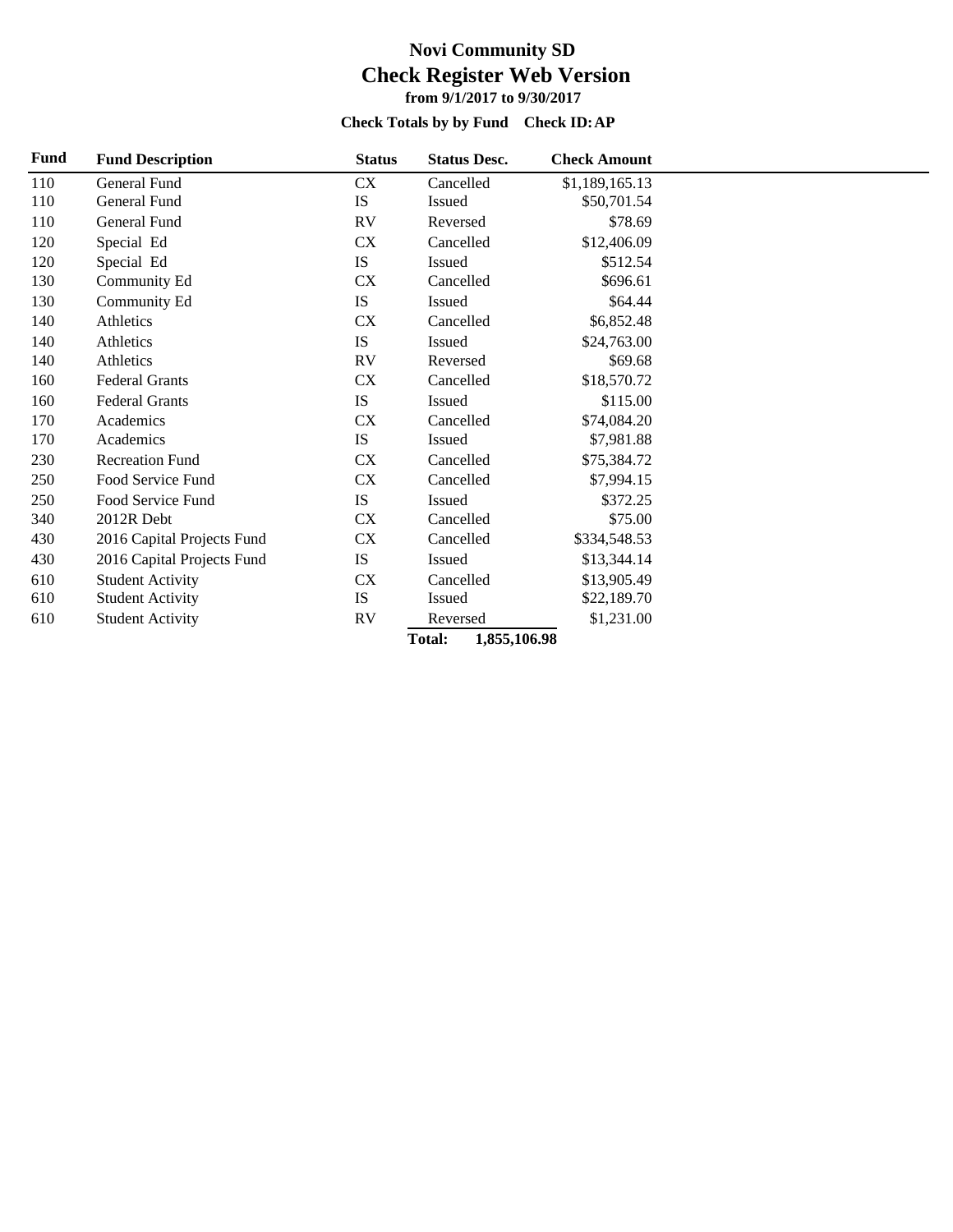# Novi Community SD

## Check Register Web Version

**from 9/1/2017 to 9/30/2017**

**Check Totals by by Fund Check ID: AP**

| Fund | Fund Description | Status | Status Desc. | Check Amount |
|---|---|---|---|---|
| 110 | General Fund | CX | Cancelled | $1,189,165.13 |
| 110 | General Fund | IS | Issued | $50,701.54 |
| 110 | General Fund | RV | Reversed | $78.69 |
| 120 | Special Ed | CX | Cancelled | $12,406.09 |
| 120 | Special Ed | IS | Issued | $512.54 |
| 130 | Community Ed | CX | Cancelled | $696.61 |
| 130 | Community Ed | IS | Issued | $64.44 |
| 140 | Athletics | CX | Cancelled | $6,852.48 |
| 140 | Athletics | IS | Issued | $24,763.00 |
| 140 | Athletics | RV | Reversed | $69.68 |
| 160 | Federal Grants | CX | Cancelled | $18,570.72 |
| 160 | Federal Grants | IS | Issued | $115.00 |
| 170 | Academics | CX | Cancelled | $74,084.20 |
| 170 | Academics | IS | Issued | $7,981.88 |
| 230 | Recreation Fund | CX | Cancelled | $75,384.72 |
| 250 | Food Service Fund | CX | Cancelled | $7,994.15 |
| 250 | Food Service Fund | IS | Issued | $372.25 |
| 340 | 2012R Debt | CX | Cancelled | $75.00 |
| 430 | 2016 Capital Projects Fund | CX | Cancelled | $334,548.53 |
| 430 | 2016 Capital Projects Fund | IS | Issued | $13,344.14 |
| 610 | Student Activity | CX | Cancelled | $13,905.49 |
| 610 | Student Activity | IS | Issued | $22,189.70 |
| 610 | Student Activity | RV | Reversed | $1,231.00 |
| | | | **Total:** | **1,855,106.98** |